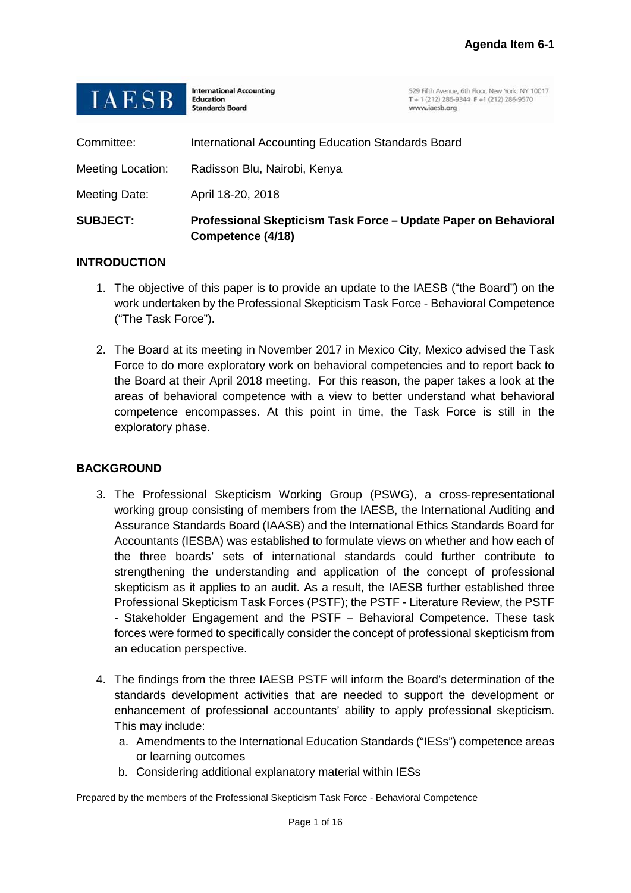**Agenda Item 6-1**

IAESB International Accounting Education Standards Board

529 Fifth Avenue, 6th Floor, New York, NY 10017
T + 1 (212) 286-9344 F +1 (212) 286-9570
www.iaesb.org

| | |
|---|---|
| Committee: | International Accounting Education Standards Board |
| Meeting Location: | Radisson Blu, Nairobi, Kenya |
| Meeting Date: | April 18-20, 2018 |
| **SUBJECT:** | **Professional Skepticism Task Force – Update Paper on Behavioral Competence (4/18)** |

## INTRODUCTION

1. The objective of this paper is to provide an update to the IAESB ("the Board") on the work undertaken by the Professional Skepticism Task Force - Behavioral Competence ("The Task Force").

2. The Board at its meeting in November 2017 in Mexico City, Mexico advised the Task Force to do more exploratory work on behavioral competencies and to report back to the Board at their April 2018 meeting. For this reason, the paper takes a look at the areas of behavioral competence with a view to better understand what behavioral competence encompasses. At this point in time, the Task Force is still in the exploratory phase.

## BACKGROUND

3. The Professional Skepticism Working Group (PSWG), a cross-representational working group consisting of members from the IAESB, the International Auditing and Assurance Standards Board (IAASB) and the International Ethics Standards Board for Accountants (IESBA) was established to formulate views on whether and how each of the three boards' sets of international standards could further contribute to strengthening the understanding and application of the concept of professional skepticism as it applies to an audit. As a result, the IAESB further established three Professional Skepticism Task Forces (PSTF); the PSTF - Literature Review, the PSTF - Stakeholder Engagement and the PSTF – Behavioral Competence. These task forces were formed to specifically consider the concept of professional skepticism from an education perspective.

4. The findings from the three IAESB PSTF will inform the Board's determination of the standards development activities that are needed to support the development or enhancement of professional accountants' ability to apply professional skepticism. This may include:
   a. Amendments to the International Education Standards ("IESs") competence areas or learning outcomes
   b. Considering additional explanatory material within IESs

Prepared by the members of the Professional Skepticism Task Force - Behavioral Competence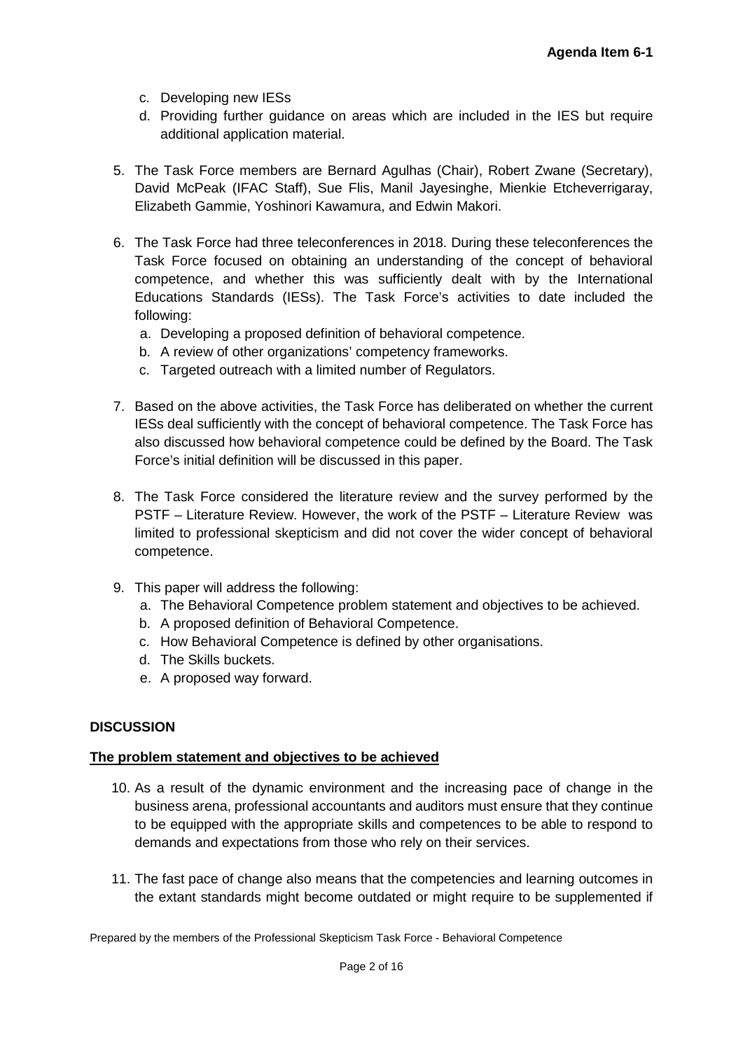c. Developing new IESs
d. Providing further guidance on areas which are included in the IES but require additional application material.

5. The Task Force members are Bernard Agulhas (Chair), Robert Zwane (Secretary), David McPeak (IFAC Staff), Sue Flis, Manil Jayesinghe, Mienkie Etcheverrigaray, Elizabeth Gammie, Yoshinori Kawamura, and Edwin Makori.

6. The Task Force had three teleconferences in 2018. During these teleconferences the Task Force focused on obtaining an understanding of the concept of behavioral competence, and whether this was sufficiently dealt with by the International Educations Standards (IESs). The Task Force's activities to date included the following:
   a. Developing a proposed definition of behavioral competence.
   b. A review of other organizations' competency frameworks.
   c. Targeted outreach with a limited number of Regulators.

7. Based on the above activities, the Task Force has deliberated on whether the current IESs deal sufficiently with the concept of behavioral competence. The Task Force has also discussed how behavioral competence could be defined by the Board. The Task Force's initial definition will be discussed in this paper.

8. The Task Force considered the literature review and the survey performed by the PSTF – Literature Review. However, the work of the PSTF – Literature Review was limited to professional skepticism and did not cover the wider concept of behavioral competence.

9. This paper will address the following:
   a. The Behavioral Competence problem statement and objectives to be achieved.
   b. A proposed definition of Behavioral Competence.
   c. How Behavioral Competence is defined by other organisations.
   d. The Skills buckets.
   e. A proposed way forward.

## DISCUSSION

### The problem statement and objectives to be achieved

10. As a result of the dynamic environment and the increasing pace of change in the business arena, professional accountants and auditors must ensure that they continue to be equipped with the appropriate skills and competences to be able to respond to demands and expectations from those who rely on their services.

11. The fast pace of change also means that the competencies and learning outcomes in the extant standards might become outdated or might require to be supplemented if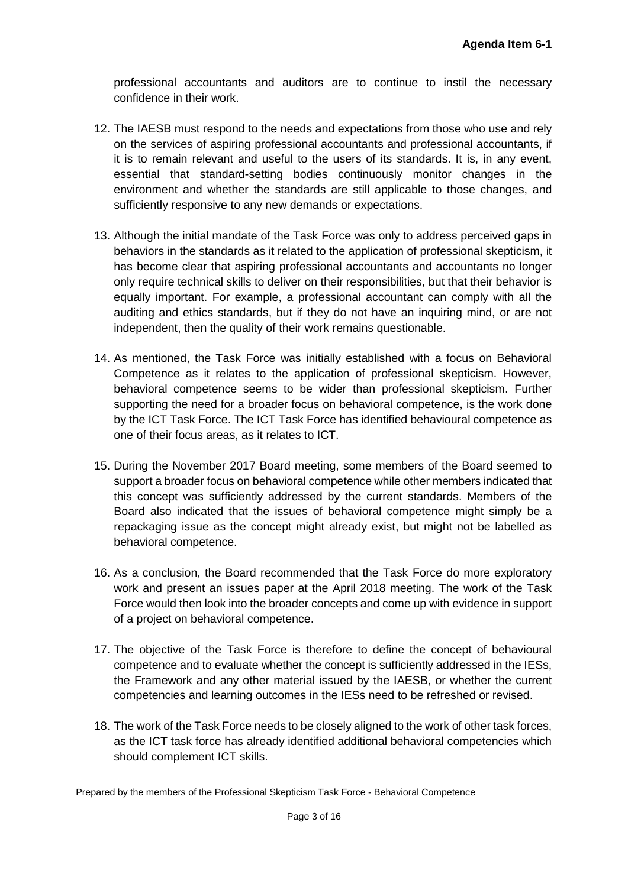professional accountants and auditors are to continue to instil the necessary confidence in their work.

12. The IAESB must respond to the needs and expectations from those who use and rely on the services of aspiring professional accountants and professional accountants, if it is to remain relevant and useful to the users of its standards. It is, in any event, essential that standard-setting bodies continuously monitor changes in the environment and whether the standards are still applicable to those changes, and sufficiently responsive to any new demands or expectations.

13. Although the initial mandate of the Task Force was only to address perceived gaps in behaviors in the standards as it related to the application of professional skepticism, it has become clear that aspiring professional accountants and accountants no longer only require technical skills to deliver on their responsibilities, but that their behavior is equally important. For example, a professional accountant can comply with all the auditing and ethics standards, but if they do not have an inquiring mind, or are not independent, then the quality of their work remains questionable.

14. As mentioned, the Task Force was initially established with a focus on Behavioral Competence as it relates to the application of professional skepticism. However, behavioral competence seems to be wider than professional skepticism. Further supporting the need for a broader focus on behavioral competence, is the work done by the ICT Task Force. The ICT Task Force has identified behavioural competence as one of their focus areas, as it relates to ICT.

15. During the November 2017 Board meeting, some members of the Board seemed to support a broader focus on behavioral competence while other members indicated that this concept was sufficiently addressed by the current standards. Members of the Board also indicated that the issues of behavioral competence might simply be a repackaging issue as the concept might already exist, but might not be labelled as behavioral competence.

16. As a conclusion, the Board recommended that the Task Force do more exploratory work and present an issues paper at the April 2018 meeting. The work of the Task Force would then look into the broader concepts and come up with evidence in support of a project on behavioral competence.

17. The objective of the Task Force is therefore to define the concept of behavioural competence and to evaluate whether the concept is sufficiently addressed in the IESs, the Framework and any other material issued by the IAESB, or whether the current competencies and learning outcomes in the IESs need to be refreshed or revised.

18. The work of the Task Force needs to be closely aligned to the work of other task forces, as the ICT task force has already identified additional behavioral competencies which should complement ICT skills.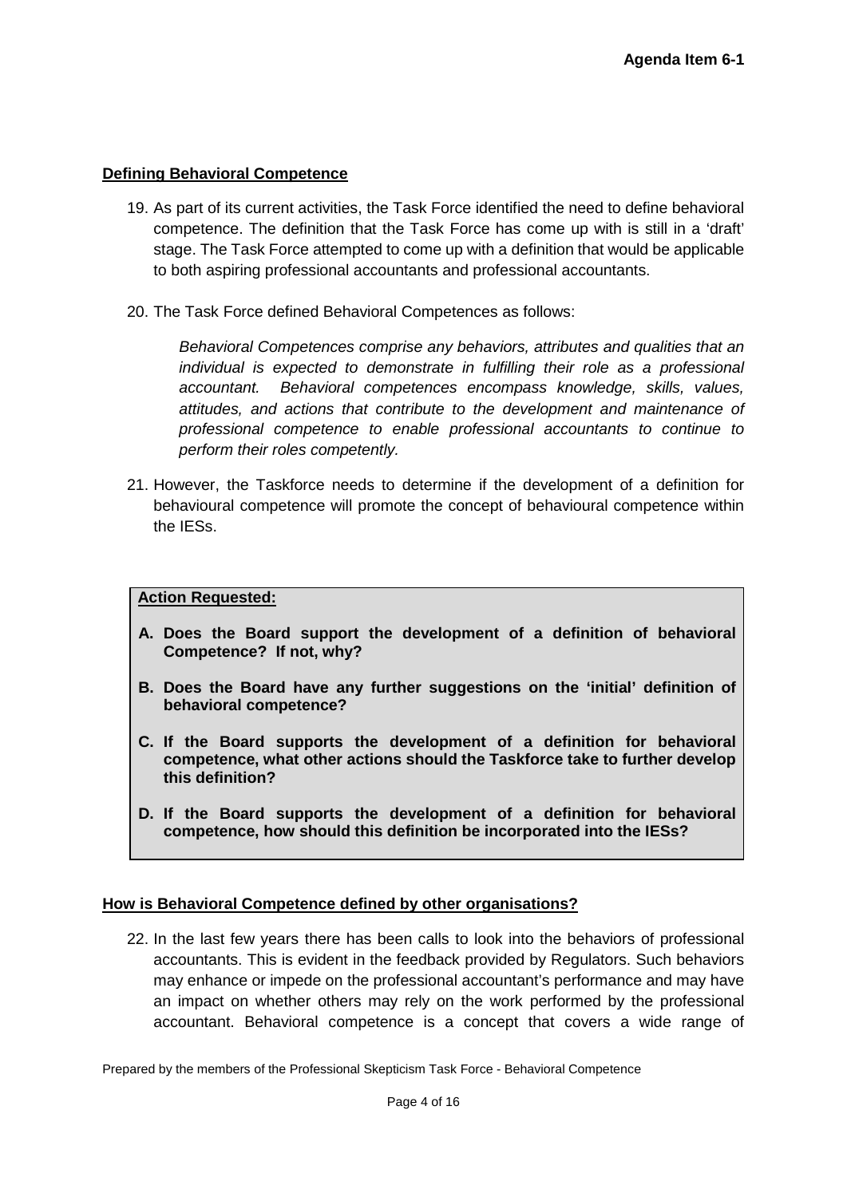**Agenda Item 6-1**

## Defining Behavioral Competence

19. As part of its current activities, the Task Force identified the need to define behavioral competence. The definition that the Task Force has come up with is still in a 'draft' stage. The Task Force attempted to come up with a definition that would be applicable to both aspiring professional accountants and professional accountants.

20. The Task Force defined Behavioral Competences as follows:

    *Behavioral Competences comprise any behaviors, attributes and qualities that an individual is expected to demonstrate in fulfilling their role as a professional accountant. Behavioral competences encompass knowledge, skills, values, attitudes, and actions that contribute to the development and maintenance of professional competence to enable professional accountants to continue to perform their roles competently.*

21. However, the Taskforce needs to determine if the development of a definition for behavioural competence will promote the concept of behavioural competence within the IESs.

**Action Requested:**

**A. Does the Board support the development of a definition of behavioral Competence? If not, why?**

**B. Does the Board have any further suggestions on the 'initial' definition of behavioral competence?**

**C. If the Board supports the development of a definition for behavioral competence, what other actions should the Taskforce take to further develop this definition?**

**D. If the Board supports the development of a definition for behavioral competence, how should this definition be incorporated into the IESs?**

## How is Behavioral Competence defined by other organisations?

22. In the last few years there has been calls to look into the behaviors of professional accountants. This is evident in the feedback provided by Regulators. Such behaviors may enhance or impede on the professional accountant's performance and may have an impact on whether others may rely on the work performed by the professional accountant. Behavioral competence is a concept that covers a wide range of

Prepared by the members of the Professional Skepticism Task Force - Behavioral Competence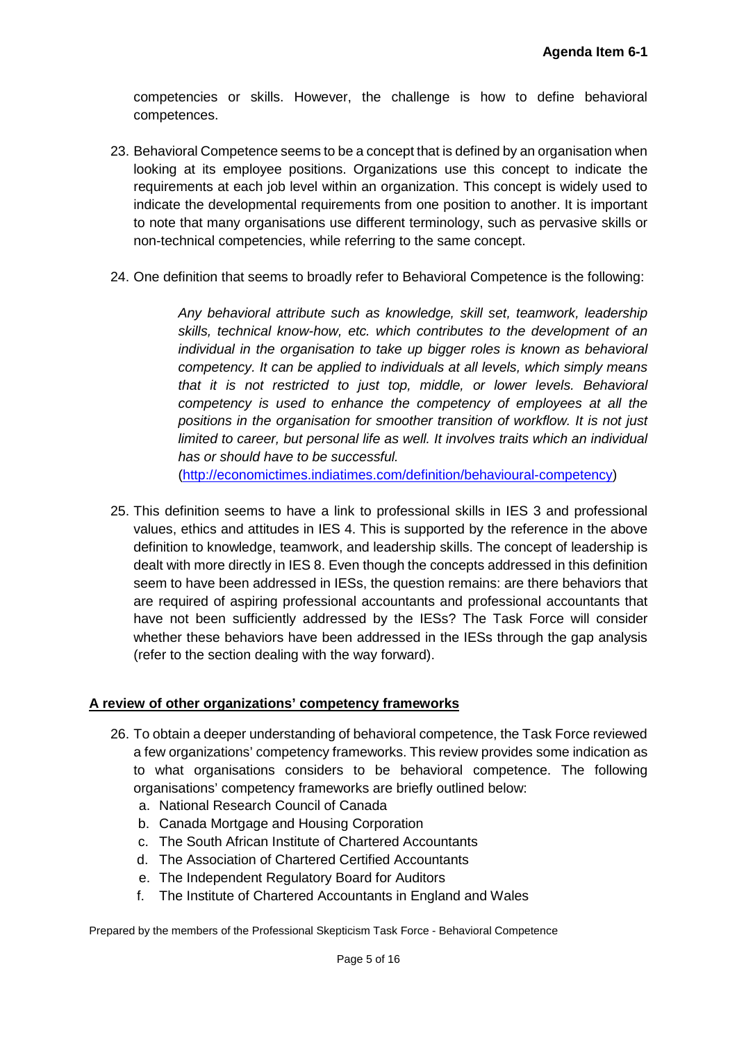competencies or skills. However, the challenge is how to define behavioral competences.

23. Behavioral Competence seems to be a concept that is defined by an organisation when looking at its employee positions. Organizations use this concept to indicate the requirements at each job level within an organization. This concept is widely used to indicate the developmental requirements from one position to another. It is important to note that many organisations use different terminology, such as pervasive skills or non-technical competencies, while referring to the same concept.

24. One definition that seems to broadly refer to Behavioral Competence is the following:

    > *Any behavioral attribute such as knowledge, skill set, teamwork, leadership skills, technical know-how, etc. which contributes to the development of an individual in the organisation to take up bigger roles is known as behavioral competency. It can be applied to individuals at all levels, which simply means that it is not restricted to just top, middle, or lower levels. Behavioral competency is used to enhance the competency of employees at all the positions in the organisation for smoother transition of workflow. It is not just limited to career, but personal life as well. It involves traits which an individual has or should have to be successful.*
    > ([http://economictimes.indiatimes.com/definition/behavioural-competency](http://economictimes.indiatimes.com/definition/behavioural-competency))

25. This definition seems to have a link to professional skills in IES 3 and professional values, ethics and attitudes in IES 4. This is supported by the reference in the above definition to knowledge, teamwork, and leadership skills. The concept of leadership is dealt with more directly in IES 8. Even though the concepts addressed in this definition seem to have been addressed in IESs, the question remains: are there behaviors that are required of aspiring professional accountants and professional accountants that have not been sufficiently addressed by the IESs? The Task Force will consider whether these behaviors have been addressed in the IESs through the gap analysis (refer to the section dealing with the way forward).

## A review of other organizations' competency frameworks

26. To obtain a deeper understanding of behavioral competence, the Task Force reviewed a few organizations' competency frameworks. This review provides some indication as to what organisations considers to be behavioral competence. The following organisations' competency frameworks are briefly outlined below:
    a. National Research Council of Canada
    b. Canada Mortgage and Housing Corporation
    c. The South African Institute of Chartered Accountants
    d. The Association of Chartered Certified Accountants
    e. The Independent Regulatory Board for Auditors
    f. The Institute of Chartered Accountants in England and Wales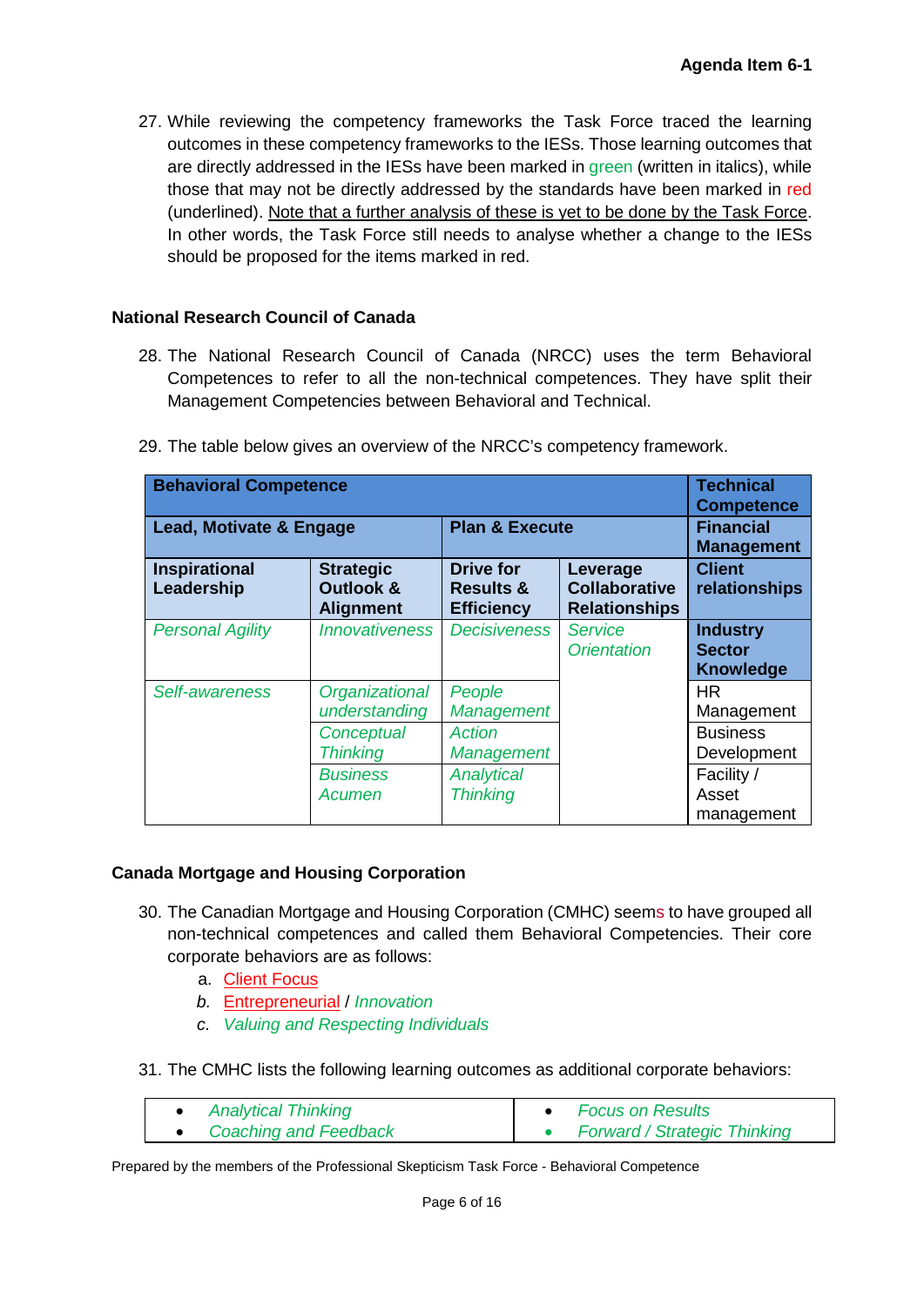27. While reviewing the competency frameworks the Task Force traced the learning outcomes in these competency frameworks to the IESs. Those learning outcomes that are directly addressed in the IESs have been marked in green (written in italics), while those that may not be directly addressed by the standards have been marked in red (underlined). <u>Note that a further analysis of these is yet to be done by the Task Force</u>. In other words, the Task Force still needs to analyse whether a change to the IESs should be proposed for the items marked in red.

### National Research Council of Canada

28. The National Research Council of Canada (NRCC) uses the term Behavioral Competences to refer to all the non-technical competences. They have split their Management Competencies between Behavioral and Technical.

29. The table below gives an overview of the NRCC's competency framework.

| **Behavioral Competence** | | | | **Technical Competence** |
|---|---|---|---|---|
| **Lead, Motivate & Engage** | | **Plan & Execute** | | **Financial Management** |
| **Inspirational Leadership** | **Strategic Outlook & Alignment** | **Drive for Results & Efficiency** | **Leverage Collaborative Relationships** | **Client relationships** |
| *Personal Agility* | *Innovativeness* | *Decisiveness* | *Service Orientation* | **Industry / Sector Knowledge** |
| *Self-awareness* | *Organizational understanding* | *People Management* | | HR Management |
| | *Conceptual Thinking* | *Action Management* | | Business Development |
| | *Business Acumen* | *Analytical Thinking* | | Facility / Asset management |

### Canada Mortgage and Housing Corporation

30. The Canadian Mortgage and Housing Corporation (CMHC) seems to have grouped all non-technical competences and called them Behavioral Competencies. Their core corporate behaviors are as follows:
    a. <u>Client Focus</u>
    b. <u>Entrepreneurial</u> / *Innovation*
    c. *Valuing and Respecting Individuals*

31. The CMHC lists the following learning outcomes as additional corporate behaviors:

| | |
|---|---|
| • *Analytical Thinking*<br>• *Coaching and Feedback* | • *Focus on Results*<br>• *Forward / Strategic Thinking* |

Prepared by the members of the Professional Skepticism Task Force - Behavioral Competence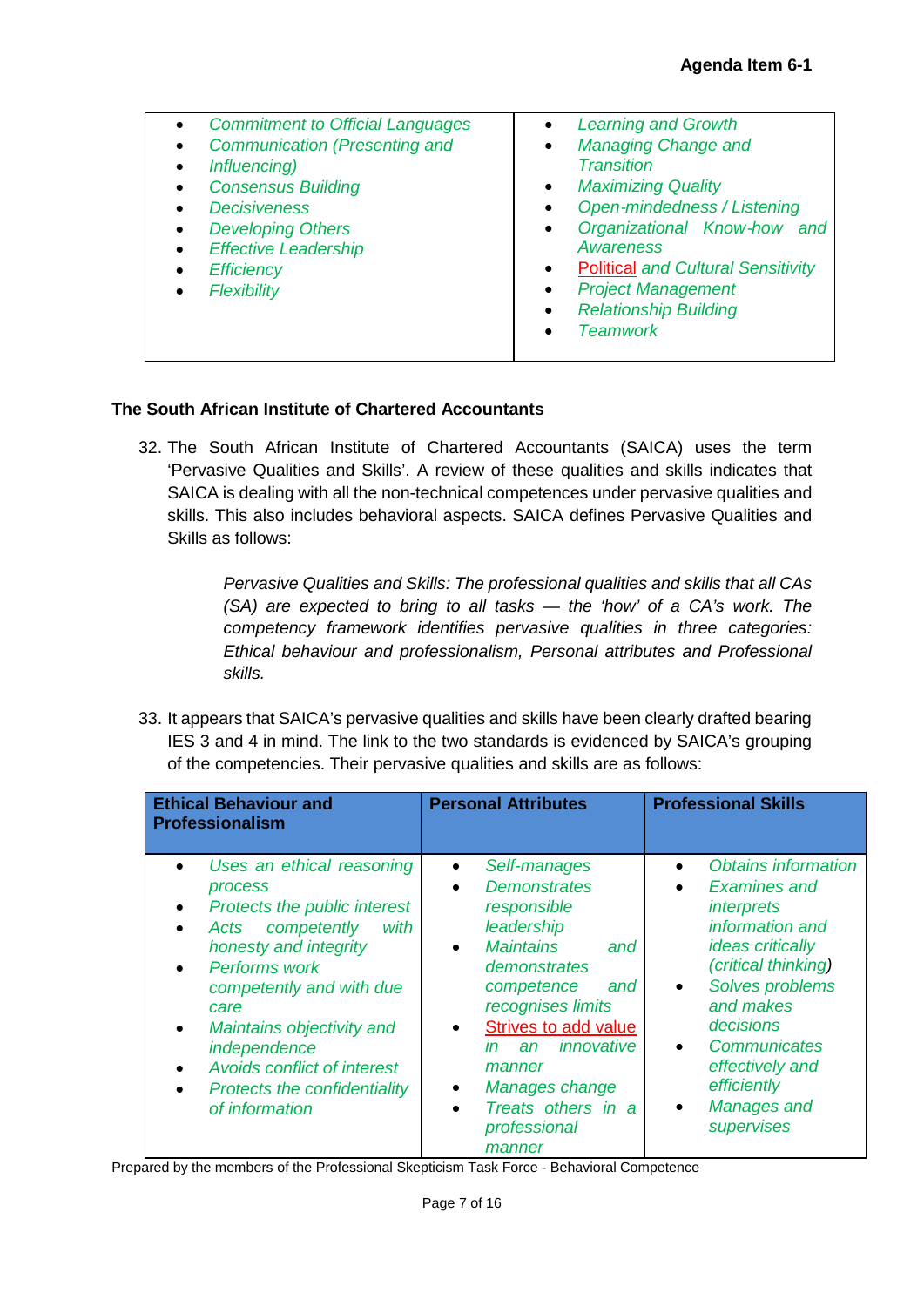| | |
|---|---|
| • *Commitment to Official Languages*<br>• *Communication (Presenting and*<br>• *Influencing)*<br>• *Consensus Building*<br>• *Decisiveness*<br>• *Developing Others*<br>• *Effective Leadership*<br>• *Efficiency*<br>• *Flexibility* | • *Learning and Growth*<br>• *Managing Change and Transition*<br>• *Maximizing Quality*<br>• *Open-mindedness / Listening*<br>• *Organizational Know-how and Awareness*<br>• *Political and Cultural Sensitivity*<br>• *Project Management*<br>• *Relationship Building*<br>• *Teamwork* |

**The South African Institute of Chartered Accountants**

32. The South African Institute of Chartered Accountants (SAICA) uses the term 'Pervasive Qualities and Skills'. A review of these qualities and skills indicates that SAICA is dealing with all the non-technical competences under pervasive qualities and skills. This also includes behavioral aspects. SAICA defines Pervasive Qualities and Skills as follows:

    *Pervasive Qualities and Skills: The professional qualities and skills that all CAs (SA) are expected to bring to all tasks — the 'how' of a CA's work. The competency framework identifies pervasive qualities in three categories: Ethical behaviour and professionalism, Personal attributes and Professional skills.*

33. It appears that SAICA's pervasive qualities and skills have been clearly drafted bearing IES 3 and 4 in mind. The link to the two standards is evidenced by SAICA's grouping of the competencies. Their pervasive qualities and skills are as follows:

| Ethical Behaviour and Professionalism | Personal Attributes | Professional Skills |
|---|---|---|
| • *Uses an ethical reasoning process*<br>• *Protects the public interest*<br>• *Acts competently with honesty and integrity*<br>• *Performs work competently and with due care*<br>• *Maintains objectivity and independence*<br>• *Avoids conflict of interest*<br>• *Protects the confidentiality of information* | • *Self-manages*<br>• *Demonstrates responsible leadership*<br>• *Maintains and demonstrates competence and recognises limits*<br>• *Strives to add value in an innovative manner*<br>• *Manages change*<br>• *Treats others in a professional manner* | • *Obtains information*<br>• *Examines and interprets information and ideas critically (critical thinking)*<br>• *Solves problems and makes decisions*<br>• *Communicates effectively and efficiently*<br>• *Manages and supervises* |

Prepared by the members of the Professional Skepticism Task Force - Behavioral Competence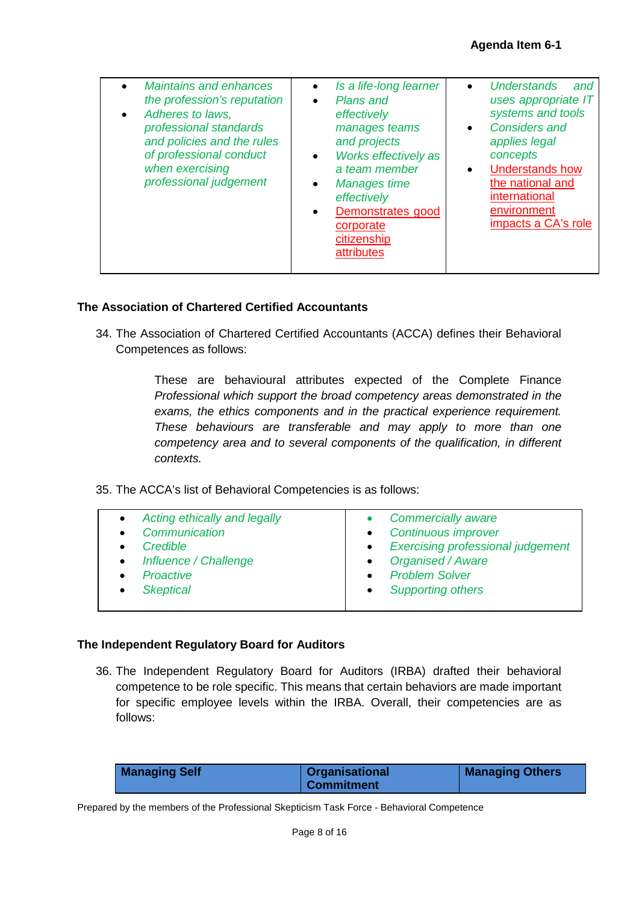| | | |
|---|---|---|
| • *Maintains and enhances the profession's reputation*<br>• *Adheres to laws, professional standards and policies and the rules of professional conduct when exercising professional judgement* | • *Is a life-long learner*<br>• *Plans and effectively manages teams and projects*<br>• *Works effectively as a team member*<br>• *Manages time effectively*<br>• Demonstrates good corporate citizenship attributes | • *Understands and uses appropriate IT systems and tools*<br>• *Considers and applies legal concepts*<br>• Understands how the national and international environment impacts a CA's role |

### The Association of Chartered Certified Accountants

34. The Association of Chartered Certified Accountants (ACCA) defines their Behavioral Competences as follows:

> These are behavioural attributes expected of the Complete Finance *Professional which support the broad competency areas demonstrated in the exams, the ethics components and in the practical experience requirement. These behaviours are transferable and may apply to more than one competency area and to several components of the qualification, in different contexts.*

35. The ACCA's list of Behavioral Competencies is as follows:

| | |
|---|---|
| • *Acting ethically and legally*<br>• *Communication*<br>• *Credible*<br>• *Influence / Challenge*<br>• *Proactive*<br>• *Skeptical* | • *Commercially aware*<br>• *Continuous improver*<br>• *Exercising professional judgement*<br>• *Organised / Aware*<br>• *Problem Solver*<br>• *Supporting others* |

### The Independent Regulatory Board for Auditors

36. The Independent Regulatory Board for Auditors (IRBA) drafted their behavioral competence to be role specific. This means that certain behaviors are made important for specific employee levels within the IRBA. Overall, their competencies are as follows:

| Managing Self | Organisational Commitment | Managing Others |
|---|---|---|

Prepared by the members of the Professional Skepticism Task Force - Behavioral Competence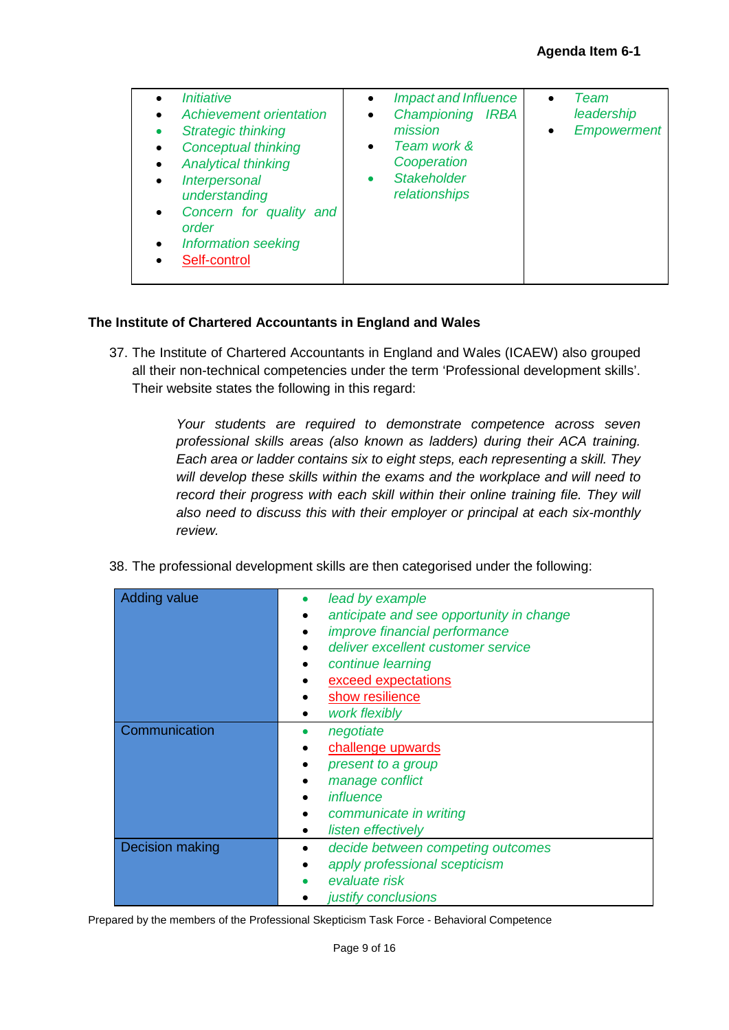| | | |
|---|---|---|
| • *Initiative*<br>• *Achievement orientation*<br>• *Strategic thinking*<br>• *Conceptual thinking*<br>• *Analytical thinking*<br>• *Interpersonal understanding*<br>• *Concern for quality and order*<br>• *Information seeking*<br>• Self-control | • *Impact and Influence*<br>• *Championing IRBA mission*<br>• *Team work & Cooperation*<br>• *Stakeholder relationships* | • *Team leadership*<br>• *Empowerment* |

**The Institute of Chartered Accountants in England and Wales**

37. The Institute of Chartered Accountants in England and Wales (ICAEW) also grouped all their non-technical competencies under the term 'Professional development skills'. Their website states the following in this regard:

> *Your students are required to demonstrate competence across seven professional skills areas (also known as ladders) during their ACA training. Each area or ladder contains six to eight steps, each representing a skill. They will develop these skills within the exams and the workplace and will need to record their progress with each skill within their online training file. They will also need to discuss this with their employer or principal at each six-monthly review.*

38. The professional development skills are then categorised under the following:

| | |
|---|---|
| Adding value | • *lead by example*<br>• *anticipate and see opportunity in change*<br>• *improve financial performance*<br>• *deliver excellent customer service*<br>• *continue learning*<br>• exceed expectations<br>• show resilience<br>• *work flexibly* |
| Communication | • *negotiate*<br>• challenge upwards<br>• *present to a group*<br>• *manage conflict*<br>• *influence*<br>• *communicate in writing*<br>• *listen effectively* |
| Decision making | • *decide between competing outcomes*<br>• *apply professional scepticism*<br>• *evaluate risk*<br>• *justify conclusions* |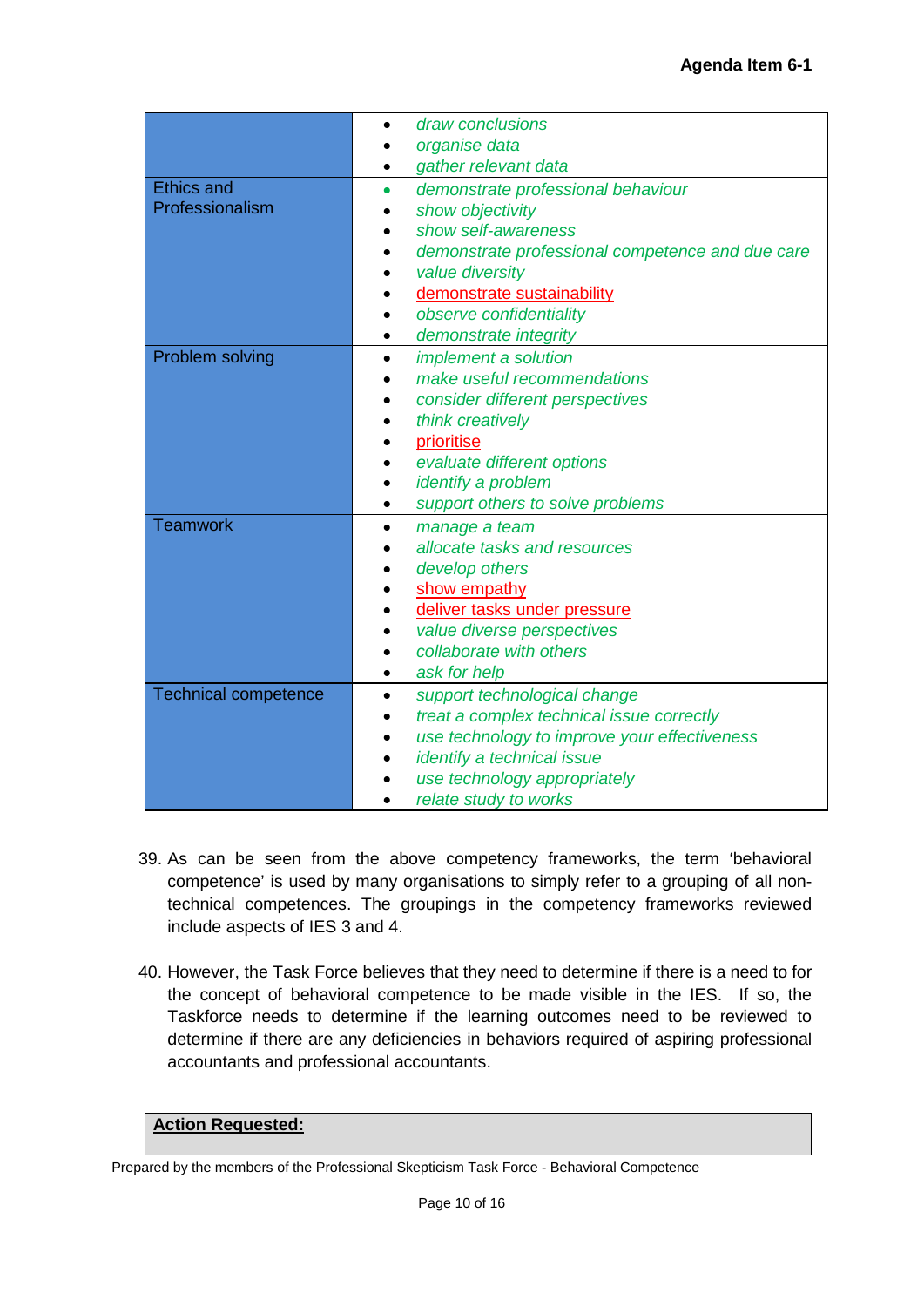| | |
|---|---|
| | • *draw conclusions*<br>• *organise data*<br>• *gather relevant data* |
| Ethics and Professionalism | • *demonstrate professional behaviour*<br>• *show objectivity*<br>• *show self-awareness*<br>• *demonstrate professional competence and due care*<br>• *value diversity*<br>• demonstrate sustainability<br>• *observe confidentiality*<br>• *demonstrate integrity* |
| Problem solving | • *implement a solution*<br>• *make useful recommendations*<br>• *consider different perspectives*<br>• *think creatively*<br>• prioritise<br>• *evaluate different options*<br>• *identify a problem*<br>• *support others to solve problems* |
| Teamwork | • *manage a team*<br>• *allocate tasks and resources*<br>• *develop others*<br>• show empathy<br>• deliver tasks under pressure<br>• *value diverse perspectives*<br>• *collaborate with others*<br>• *ask for help* |
| Technical competence | • *support technological change*<br>• *treat a complex technical issue correctly*<br>• *use technology to improve your effectiveness*<br>• *identify a technical issue*<br>• *use technology appropriately*<br>• *relate study to works* |

39. As can be seen from the above competency frameworks, the term 'behavioral competence' is used by many organisations to simply refer to a grouping of all non-technical competences. The groupings in the competency frameworks reviewed include aspects of IES 3 and 4.

40. However, the Task Force believes that they need to determine if there is a need to for the concept of behavioral competence to be made visible in the IES. If so, the Taskforce needs to determine if the learning outcomes need to be reviewed to determine if there are any deficiencies in behaviors required of aspiring professional accountants and professional accountants.

**Action Requested:**

Prepared by the members of the Professional Skepticism Task Force - Behavioral Competence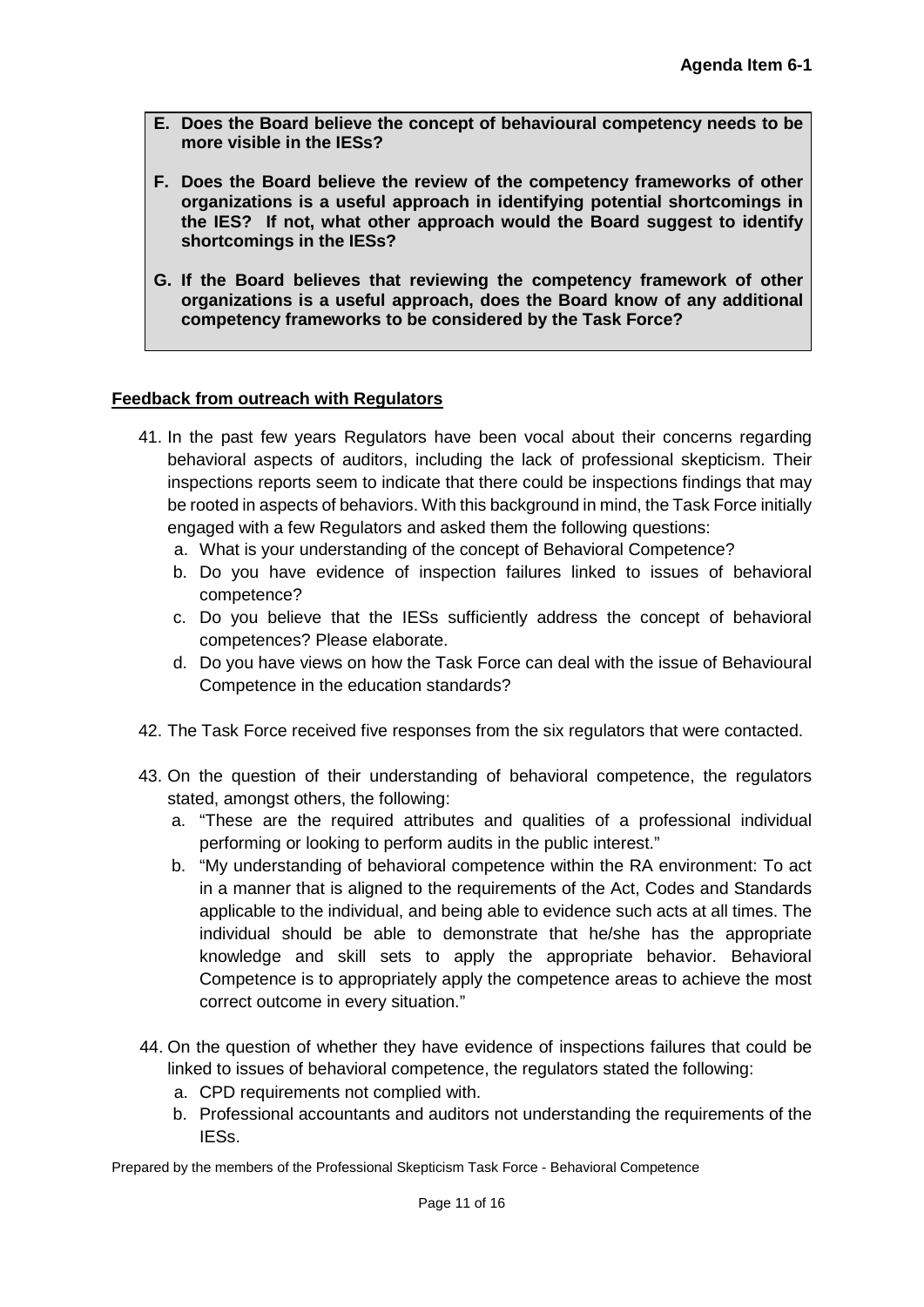**E. Does the Board believe the concept of behavioural competency needs to be more visible in the IESs?**

**F. Does the Board believe the review of the competency frameworks of other organizations is a useful approach in identifying potential shortcomings in the IES? If not, what other approach would the Board suggest to identify shortcomings in the IESs?**

**G. If the Board believes that reviewing the competency framework of other organizations is a useful approach, does the Board know of any additional competency frameworks to be considered by the Task Force?**

**Feedback from outreach with Regulators**

41. In the past few years Regulators have been vocal about their concerns regarding behavioral aspects of auditors, including the lack of professional skepticism. Their inspections reports seem to indicate that there could be inspections findings that may be rooted in aspects of behaviors. With this background in mind, the Task Force initially engaged with a few Regulators and asked them the following questions:
    a. What is your understanding of the concept of Behavioral Competence?
    b. Do you have evidence of inspection failures linked to issues of behavioral competence?
    c. Do you believe that the IESs sufficiently address the concept of behavioral competences? Please elaborate.
    d. Do you have views on how the Task Force can deal with the issue of Behavioural Competence in the education standards?

42. The Task Force received five responses from the six regulators that were contacted.

43. On the question of their understanding of behavioral competence, the regulators stated, amongst others, the following:
    a. "These are the required attributes and qualities of a professional individual performing or looking to perform audits in the public interest."
    b. "My understanding of behavioral competence within the RA environment: To act in a manner that is aligned to the requirements of the Act, Codes and Standards applicable to the individual, and being able to evidence such acts at all times. The individual should be able to demonstrate that he/she has the appropriate knowledge and skill sets to apply the appropriate behavior. Behavioral Competence is to appropriately apply the competence areas to achieve the most correct outcome in every situation."

44. On the question of whether they have evidence of inspections failures that could be linked to issues of behavioral competence, the regulators stated the following:
    a. CPD requirements not complied with.
    b. Professional accountants and auditors not understanding the requirements of the IESs.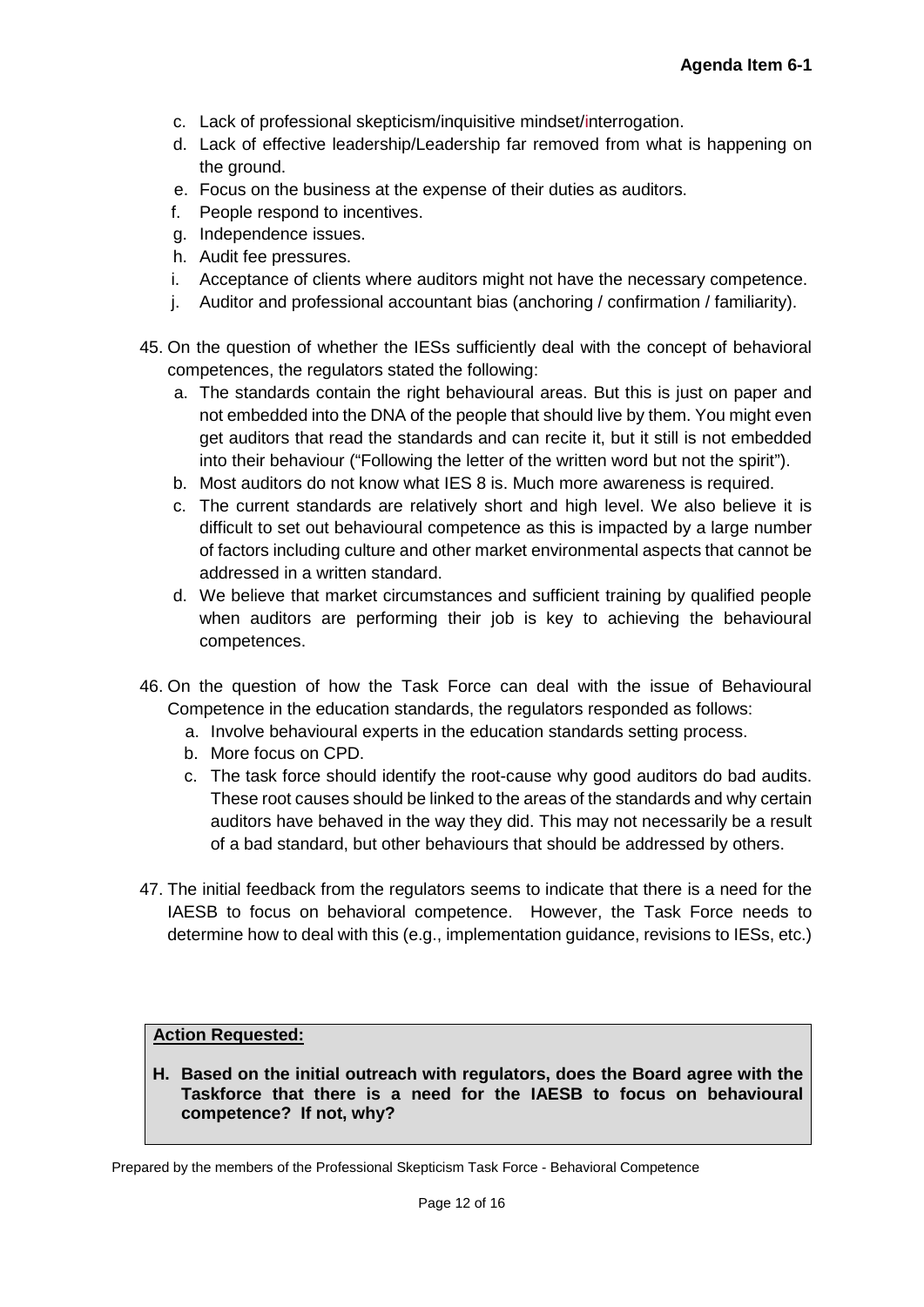c. Lack of professional skepticism/inquisitive mindset/interrogation.
d. Lack of effective leadership/Leadership far removed from what is happening on the ground.
e. Focus on the business at the expense of their duties as auditors.
f. People respond to incentives.
g. Independence issues.
h. Audit fee pressures.
i. Acceptance of clients where auditors might not have the necessary competence.
j. Auditor and professional accountant bias (anchoring / confirmation / familiarity).

45. On the question of whether the IESs sufficiently deal with the concept of behavioral competences, the regulators stated the following:
    a. The standards contain the right behavioural areas. But this is just on paper and not embedded into the DNA of the people that should live by them. You might even get auditors that read the standards and can recite it, but it still is not embedded into their behaviour ("Following the letter of the written word but not the spirit").
    b. Most auditors do not know what IES 8 is. Much more awareness is required.
    c. The current standards are relatively short and high level. We also believe it is difficult to set out behavioural competence as this is impacted by a large number of factors including culture and other market environmental aspects that cannot be addressed in a written standard.
    d. We believe that market circumstances and sufficient training by qualified people when auditors are performing their job is key to achieving the behavioural competences.

46. On the question of how the Task Force can deal with the issue of Behavioural Competence in the education standards, the regulators responded as follows:
    a. Involve behavioural experts in the education standards setting process.
    b. More focus on CPD.
    c. The task force should identify the root-cause why good auditors do bad audits. These root causes should be linked to the areas of the standards and why certain auditors have behaved in the way they did. This may not necessarily be a result of a bad standard, but other behaviours that should be addressed by others.

47. The initial feedback from the regulators seems to indicate that there is a need for the IAESB to focus on behavioral competence. However, the Task Force needs to determine how to deal with this (e.g., implementation guidance, revisions to IESs, etc.)

**Action Requested:**

**H. Based on the initial outreach with regulators, does the Board agree with the Taskforce that there is a need for the IAESB to focus on behavioural competence? If not, why?**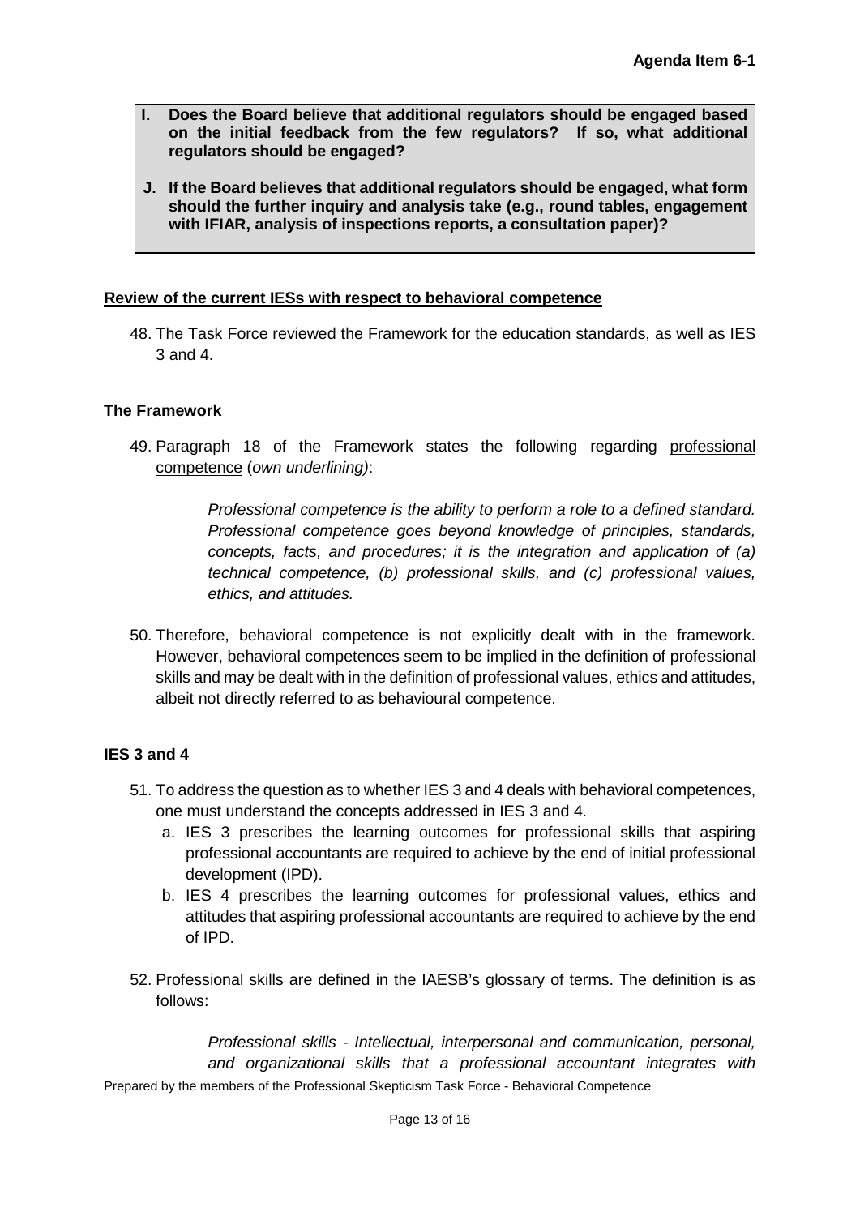**I. Does the Board believe that additional regulators should be engaged based on the initial feedback from the few regulators? If so, what additional regulators should be engaged?**

**J. If the Board believes that additional regulators should be engaged, what form should the further inquiry and analysis take (e.g., round tables, engagement with IFIAR, analysis of inspections reports, a consultation paper)?**

<u>**Review of the current IESs with respect to behavioral competence**</u>

48. The Task Force reviewed the Framework for the education standards, as well as IES 3 and 4.

### The Framework

49. Paragraph 18 of the Framework states the following regarding <u>professional competence</u> (*own underlining)*:

> *Professional competence is the ability to perform a role to a defined standard. Professional competence goes beyond knowledge of principles, standards, concepts, facts, and procedures; it is the integration and application of (a) technical competence, (b) professional skills, and (c) professional values, ethics, and attitudes.*

50. Therefore, behavioral competence is not explicitly dealt with in the framework. However, behavioral competences seem to be implied in the definition of professional skills and may be dealt with in the definition of professional values, ethics and attitudes, albeit not directly referred to as behavioural competence.

### IES 3 and 4

51. To address the question as to whether IES 3 and 4 deals with behavioral competences, one must understand the concepts addressed in IES 3 and 4.
    a. IES 3 prescribes the learning outcomes for professional skills that aspiring professional accountants are required to achieve by the end of initial professional development (IPD).
    b. IES 4 prescribes the learning outcomes for professional values, ethics and attitudes that aspiring professional accountants are required to achieve by the end of IPD.

52. Professional skills are defined in the IAESB's glossary of terms. The definition is as follows:

> *Professional skills - Intellectual, interpersonal and communication, personal, and organizational skills that a professional accountant integrates with*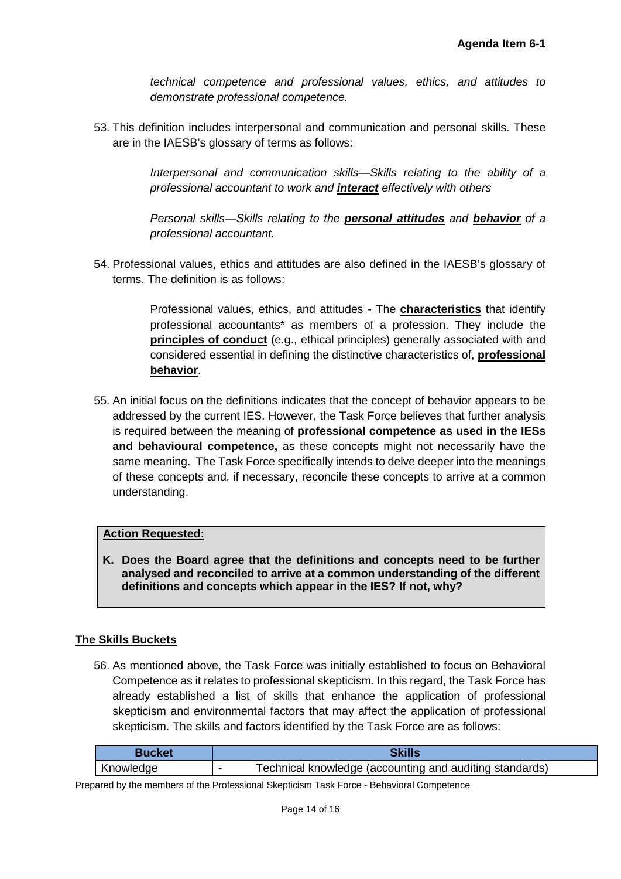*technical competence and professional values, ethics, and attitudes to demonstrate professional competence.*

53. This definition includes interpersonal and communication and personal skills. These are in the IAESB's glossary of terms as follows:

> *Interpersonal and communication skills—Skills relating to the ability of a professional accountant to work and **interact** effectively with others*
>
> *Personal skills—Skills relating to the **personal attitudes** and **behavior** of a professional accountant.*

54. Professional values, ethics and attitudes are also defined in the IAESB's glossary of terms. The definition is as follows:

> Professional values, ethics, and attitudes - The **characteristics** that identify professional accountants* as members of a profession. They include the **principles of conduct** (e.g., ethical principles) generally associated with and considered essential in defining the distinctive characteristics of, **professional behavior**.

55. An initial focus on the definitions indicates that the concept of behavior appears to be addressed by the current IES. However, the Task Force believes that further analysis is required between the meaning of **professional competence as used in the IESs and behavioural competence,** as these concepts might not necessarily have the same meaning. The Task Force specifically intends to delve deeper into the meanings of these concepts and, if necessary, reconcile these concepts to arrive at a common understanding.

**Action Requested:**

**K. Does the Board agree that the definitions and concepts need to be further analysed and reconciled to arrive at a common understanding of the different definitions and concepts which appear in the IES? If not, why?**

## The Skills Buckets

56. As mentioned above, the Task Force was initially established to focus on Behavioral Competence as it relates to professional skepticism. In this regard, the Task Force has already established a list of skills that enhance the application of professional skepticism and environmental factors that may affect the application of professional skepticism. The skills and factors identified by the Task Force are as follows:

| Bucket | Skills |
|---|---|
| Knowledge | - Technical knowledge (accounting and auditing standards) |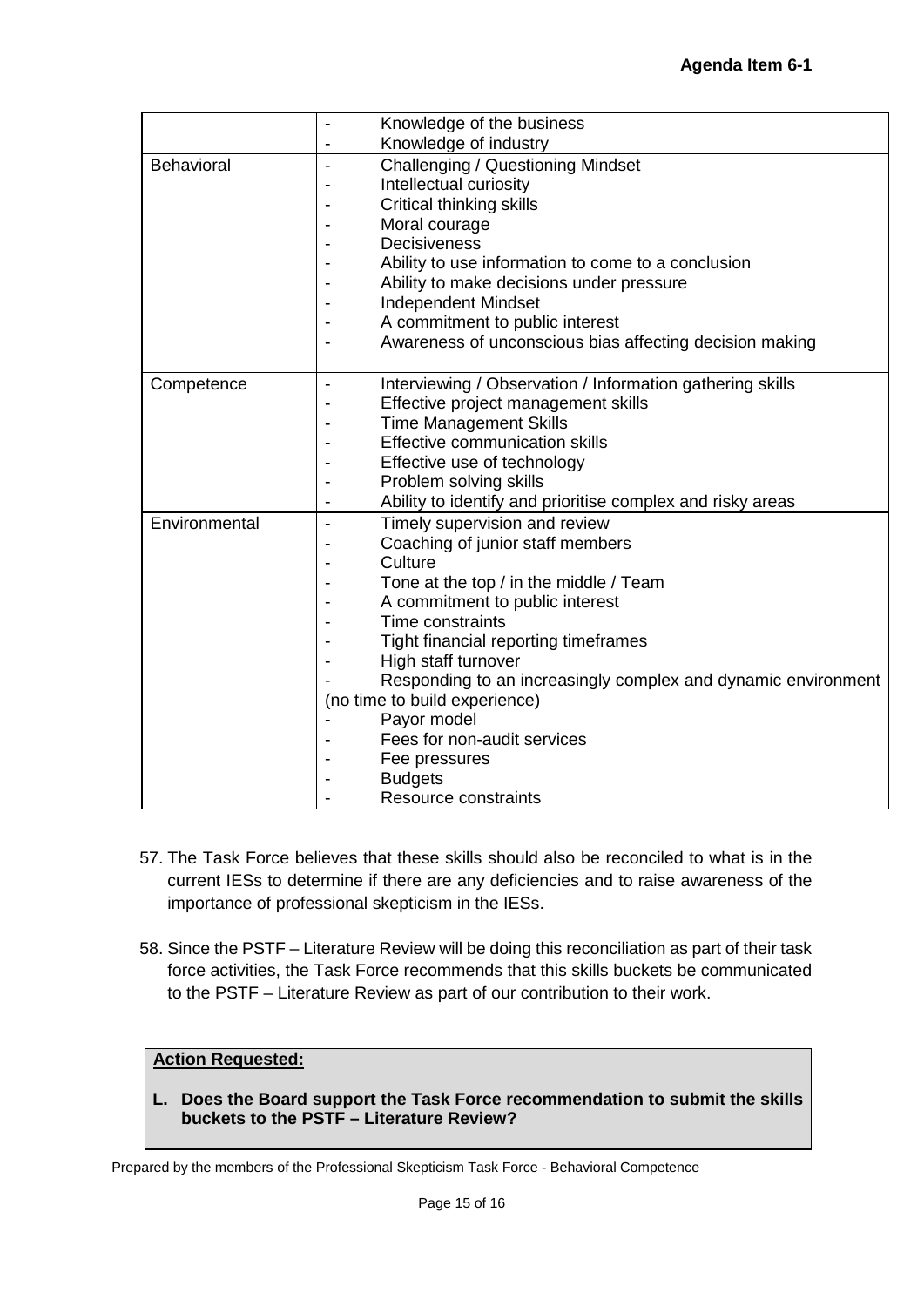| | |
|---|---|
| | - Knowledge of the business<br>- Knowledge of industry |
| Behavioral | - Challenging / Questioning Mindset<br>- Intellectual curiosity<br>- Critical thinking skills<br>- Moral courage<br>- Decisiveness<br>- Ability to use information to come to a conclusion<br>- Ability to make decisions under pressure<br>- Independent Mindset<br>- A commitment to public interest<br>- Awareness of unconscious bias affecting decision making |
| Competence | - Interviewing / Observation / Information gathering skills<br>- Effective project management skills<br>- Time Management Skills<br>- Effective communication skills<br>- Effective use of technology<br>- Problem solving skills<br>- Ability to identify and prioritise complex and risky areas |
| Environmental | - Timely supervision and review<br>- Coaching of junior staff members<br>- Culture<br>- Tone at the top / in the middle / Team<br>- A commitment to public interest<br>- Time constraints<br>- Tight financial reporting timeframes<br>- High staff turnover<br>- Responding to an increasingly complex and dynamic environment (no time to build experience)<br>- Payor model<br>- Fees for non-audit services<br>- Fee pressures<br>- Budgets<br>- Resource constraints |

57. The Task Force believes that these skills should also be reconciled to what is in the current IESs to determine if there are any deficiencies and to raise awareness of the importance of professional skepticism in the IESs.

58. Since the PSTF – Literature Review will be doing this reconciliation as part of their task force activities, the Task Force recommends that this skills buckets be communicated to the PSTF – Literature Review as part of our contribution to their work.

**Action Requested:**

**L. Does the Board support the Task Force recommendation to submit the skills buckets to the PSTF – Literature Review?**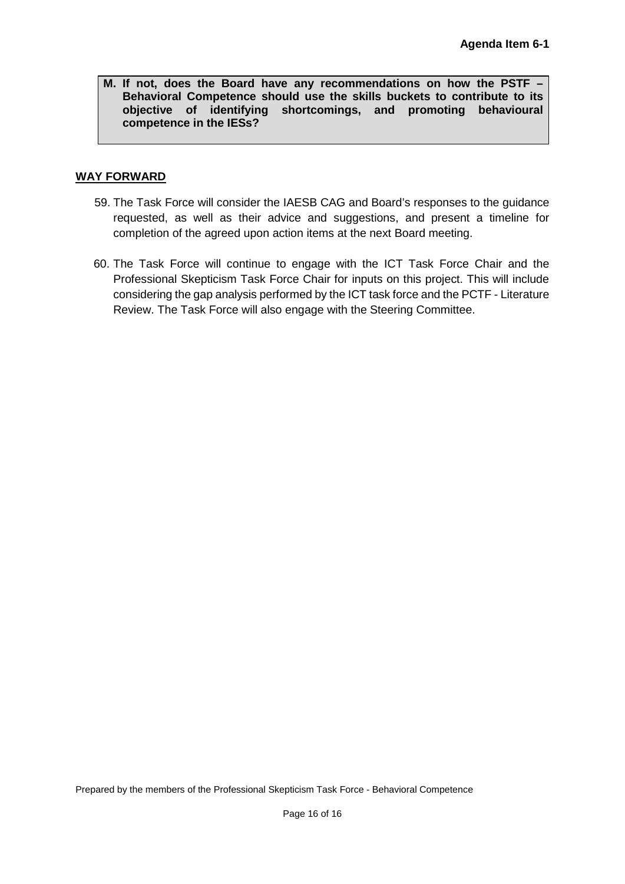**M. If not, does the Board have any recommendations on how the PSTF – Behavioral Competence should use the skills buckets to contribute to its objective of identifying shortcomings, and promoting behavioural competence in the IESs?**

## WAY FORWARD

59. The Task Force will consider the IAESB CAG and Board's responses to the guidance requested, as well as their advice and suggestions, and present a timeline for completion of the agreed upon action items at the next Board meeting.

60. The Task Force will continue to engage with the ICT Task Force Chair and the Professional Skepticism Task Force Chair for inputs on this project. This will include considering the gap analysis performed by the ICT task force and the PCTF - Literature Review. The Task Force will also engage with the Steering Committee.

Prepared by the members of the Professional Skepticism Task Force - Behavioral Competence